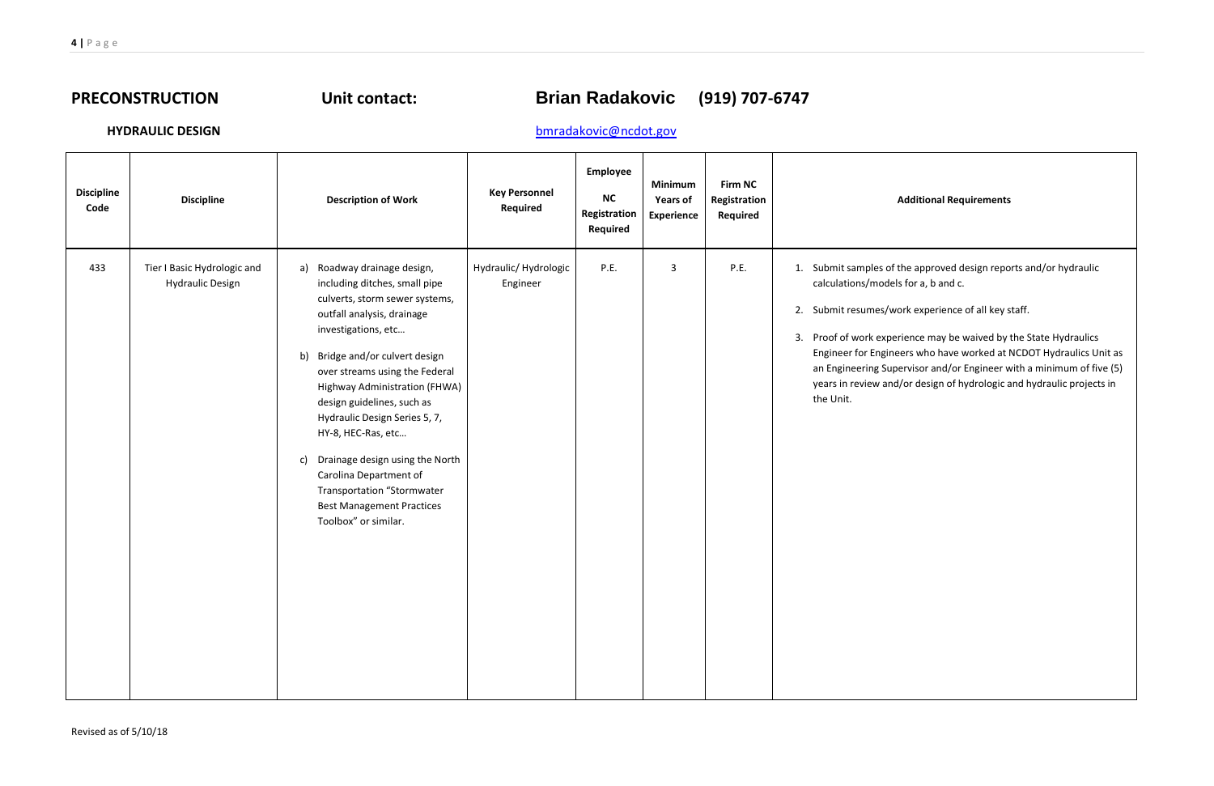## PRECONSTRUCTION Unit contact: Brian Radakovic (919) 707-6747

**HYDRAULIC DESIGN** [bmradakovic@ncdot.gov](mailto:bmradakovic@ncdot.gov)

| Discipline Code | Discipline | Description of Work | Key Personnel Required | Employee NC Registration Required | Minimum Years of Experience | Firm NC Registration Required | Additional Requirements |
|---|---|---|---|---|---|---|---|
| 433 | Tier I Basic Hydrologic and Hydraulic Design | a) Roadway drainage design, including ditches, small pipe culverts, storm sewer systems, outfall analysis, drainage investigations, etc…<br><br>b) Bridge and/or culvert design over streams using the Federal Highway Administration (FHWA) design guidelines, such as Hydraulic Design Series 5, 7, HY-8, HEC-Ras, etc…<br><br>c) Drainage design using the North Carolina Department of Transportation "Stormwater Best Management Practices Toolbox" or similar. | Hydraulic/ Hydrologic Engineer | P.E. | 3 | P.E. | 1. Submit samples of the approved design reports and/or hydraulic calculations/models for a, b and c.<br><br>2. Submit resumes/work experience of all key staff.<br><br>3. Proof of work experience may be waived by the State Hydraulics Engineer for Engineers who have worked at NCDOT Hydraulics Unit as an Engineering Supervisor and/or Engineer with a minimum of five (5) years in review and/or design of hydrologic and hydraulic projects in the Unit. |

Revised as of 5/10/18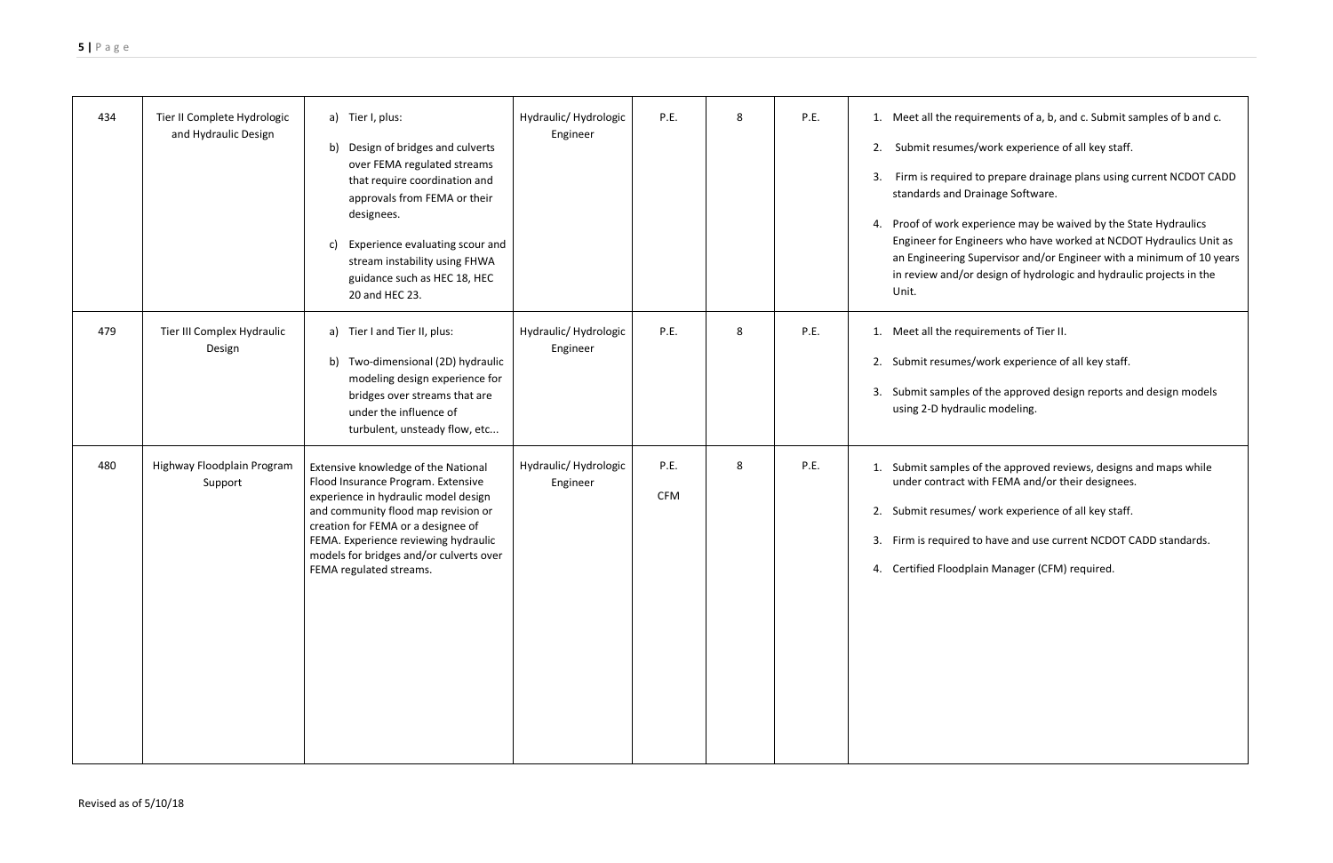| 434 | Tier II Complete Hydrologic and Hydraulic Design | a) Tier I, plus:<br>b) Design of bridges and culverts over FEMA regulated streams that require coordination and approvals from FEMA or their designees.<br>c) Experience evaluating scour and stream instability using FHWA guidance such as HEC 18, HEC 20 and HEC 23. | Hydraulic/ Hydrologic Engineer | P.E. | 8 | P.E. | 1. Meet all the requirements of a, b, and c. Submit samples of b and c.<br>2. Submit resumes/work experience of all key staff.<br>3. Firm is required to prepare drainage plans using current NCDOT CADD standards and Drainage Software.<br>4. Proof of work experience may be waived by the State Hydraulics Engineer for Engineers who have worked at NCDOT Hydraulics Unit as an Engineering Supervisor and/or Engineer with a minimum of 10 years in review and/or design of hydrologic and hydraulic projects in the Unit. |
|---|---|---|---|---|---|---|---|
| 479 | Tier III Complex Hydraulic Design | a) Tier I and Tier II, plus:<br>b) Two-dimensional (2D) hydraulic modeling design experience for bridges over streams that are under the influence of turbulent, unsteady flow, etc... | Hydraulic/ Hydrologic Engineer | P.E. | 8 | P.E. | 1. Meet all the requirements of Tier II.<br>2. Submit resumes/work experience of all key staff.<br>3. Submit samples of the approved design reports and design models using 2-D hydraulic modeling. |
| 480 | Highway Floodplain Program Support | Extensive knowledge of the National Flood Insurance Program. Extensive experience in hydraulic model design and community flood map revision or creation for FEMA or a designee of FEMA. Experience reviewing hydraulic models for bridges and/or culverts over FEMA regulated streams. | Hydraulic/ Hydrologic Engineer | P.E.<br>CFM | 8 | P.E. | 1. Submit samples of the approved reviews, designs and maps while under contract with FEMA and/or their designees.<br>2. Submit resumes/ work experience of all key staff.<br>3. Firm is required to have and use current NCDOT CADD standards.<br>4. Certified Floodplain Manager (CFM) required. |

Revised as of 5/10/18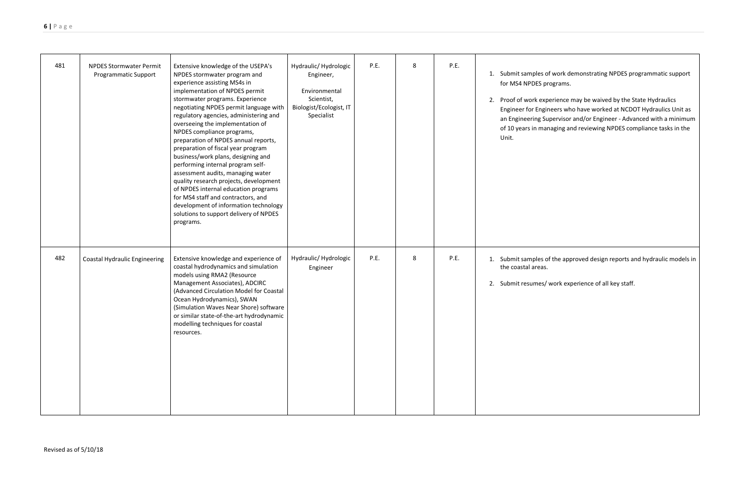| 481 | NPDES Stormwater Permit Programmatic Support | Extensive knowledge of the USEPA's NPDES stormwater program and experience assisting MS4s in implementation of NPDES permit stormwater programs. Experience negotiating NPDES permit language with regulatory agencies, administering and overseeing the implementation of NPDES compliance programs, preparation of NPDES annual reports, preparation of fiscal year program business/work plans, designing and performing internal program self-assessment audits, managing water quality research projects, development of NPDES internal education programs for MS4 staff and contractors, and development of information technology solutions to support delivery of NPDES programs. | Hydraulic/ Hydrologic Engineer, Environmental Scientist, Biologist/Ecologist, IT Specialist | P.E. | 8 | P.E. | 1. Submit samples of work demonstrating NPDES programmatic support for MS4 NPDES programs. 2. Proof of work experience may be waived by the State Hydraulics Engineer for Engineers who have worked at NCDOT Hydraulics Unit as an Engineering Supervisor and/or Engineer - Advanced with a minimum of 10 years in managing and reviewing NPDES compliance tasks in the Unit. |
|---|---|---|---|---|---|---|---|
| 482 | Coastal Hydraulic Engineering | Extensive knowledge and experience of coastal hydrodynamics and simulation models using RMA2 (Resource Management Associates), ADCIRC (Advanced Circulation Model for Coastal Ocean Hydrodynamics), SWAN (Simulation Waves Near Shore) software or similar state-of-the-art hydrodynamic modelling techniques for coastal resources. | Hydraulic/ Hydrologic Engineer | P.E. | 8 | P.E. | 1. Submit samples of the approved design reports and hydraulic models in the coastal areas. 2. Submit resumes/ work experience of all key staff. |

Revised as of 5/10/18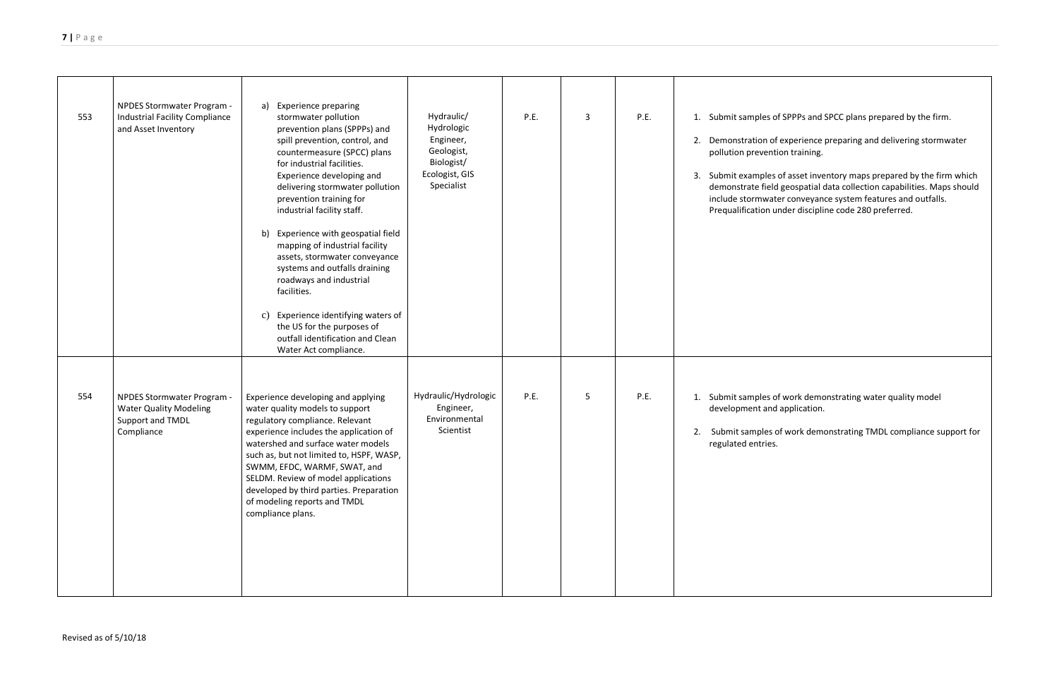| 553 | NPDES Stormwater Program - Industrial Facility Compliance and Asset Inventory | a) Experience preparing stormwater pollution prevention plans (SPPPs) and spill prevention, control, and countermeasure (SPCC) plans for industrial facilities. Experience developing and delivering stormwater pollution prevention training for industrial facility staff.<br><br>b) Experience with geospatial field mapping of industrial facility assets, stormwater conveyance systems and outfalls draining roadways and industrial facilities.<br><br>c) Experience identifying waters of the US for the purposes of outfall identification and Clean Water Act compliance. | Hydraulic/ Hydrologic Engineer, Geologist, Biologist/ Ecologist, GIS Specialist | P.E. | 3 | P.E. | 1. Submit samples of SPPPs and SPCC plans prepared by the firm.<br><br>2. Demonstration of experience preparing and delivering stormwater pollution prevention training.<br><br>3. Submit examples of asset inventory maps prepared by the firm which demonstrate field geospatial data collection capabilities. Maps should include stormwater conveyance system features and outfalls. Prequalification under discipline code 280 preferred. |
|---|---|---|---|---|---|---|---|
| 554 | NPDES Stormwater Program - Water Quality Modeling Support and TMDL Compliance | Experience developing and applying water quality models to support regulatory compliance. Relevant experience includes the application of watershed and surface water models such as, but not limited to, HSPF, WASP, SWMM, EFDC, WARMF, SWAT, and SELDM. Review of model applications developed by third parties. Preparation of modeling reports and TMDL compliance plans. | Hydraulic/Hydrologic Engineer, Environmental Scientist | P.E. | 5 | P.E. | 1. Submit samples of work demonstrating water quality model development and application.<br><br>2. Submit samples of work demonstrating TMDL compliance support for regulated entries. |

Revised as of 5/10/18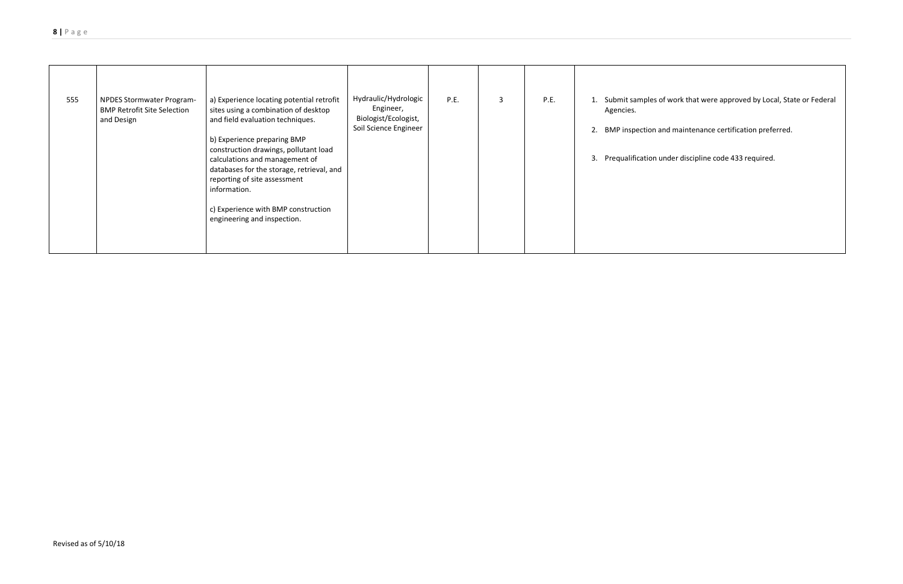| | | | | | | | |
|---|---|---|---|---|---|---|---|
| 555 | NPDES Stormwater Program- BMP Retrofit Site Selection and Design | a) Experience locating potential retrofit sites using a combination of desktop and field evaluation techniques.<br><br>b) Experience preparing BMP construction drawings, pollutant load calculations and management of databases for the storage, retrieval, and reporting of site assessment information.<br><br>c) Experience with BMP construction engineering and inspection. | Hydraulic/Hydrologic Engineer, Biologist/Ecologist, Soil Science Engineer | P.E. | 3 | P.E. | 1. Submit samples of work that were approved by Local, State or Federal Agencies.<br><br>2. BMP inspection and maintenance certification preferred.<br><br>3. Prequalification under discipline code 433 required. |

Revised as of 5/10/18